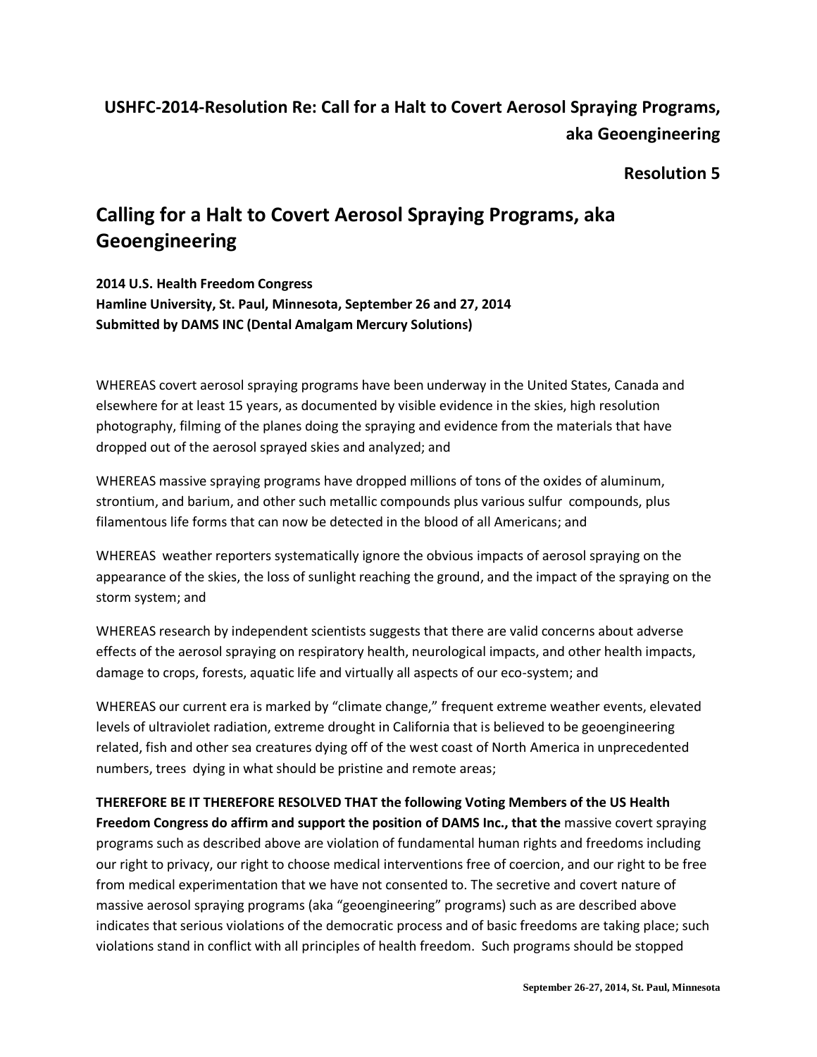**USHFC-2014-Resolution Re: Call for a Halt to Covert Aerosol Spraying Programs, aka Geoengineering**

**Resolution 5**

# Calling for a Halt to Covert Aerosol Spraying Programs, aka Geoengineering

**2014 U.S. Health Freedom Congress**
**Hamline University, St. Paul, Minnesota, September 26 and 27, 2014**
**Submitted by DAMS INC (Dental Amalgam Mercury Solutions)**

WHEREAS covert aerosol spraying programs have been underway in the United States, Canada and elsewhere for at least 15 years, as documented by visible evidence in the skies, high resolution photography, filming of the planes doing the spraying and evidence from the materials that have dropped out of the aerosol sprayed skies and analyzed; and

WHEREAS massive spraying programs have dropped millions of tons of the oxides of aluminum, strontium, and barium, and other such metallic compounds plus various sulfur compounds, plus filamentous life forms that can now be detected in the blood of all Americans; and

WHEREAS weather reporters systematically ignore the obvious impacts of aerosol spraying on the appearance of the skies, the loss of sunlight reaching the ground, and the impact of the spraying on the storm system; and

WHEREAS research by independent scientists suggests that there are valid concerns about adverse effects of the aerosol spraying on respiratory health, neurological impacts, and other health impacts, damage to crops, forests, aquatic life and virtually all aspects of our eco-system; and

WHEREAS our current era is marked by "climate change," frequent extreme weather events, elevated levels of ultraviolet radiation, extreme drought in California that is believed to be geoengineering related, fish and other sea creatures dying off of the west coast of North America in unprecedented numbers, trees dying in what should be pristine and remote areas;

**THEREFORE BE IT THEREFORE RESOLVED THAT the following Voting Members of the US Health Freedom Congress do affirm and support the position of DAMS Inc., that the** massive covert spraying programs such as described above are violation of fundamental human rights and freedoms including our right to privacy, our right to choose medical interventions free of coercion, and our right to be free from medical experimentation that we have not consented to. The secretive and covert nature of massive aerosol spraying programs (aka "geoengineering" programs) such as are described above indicates that serious violations of the democratic process and of basic freedoms are taking place; such violations stand in conflict with all principles of health freedom. Such programs should be stopped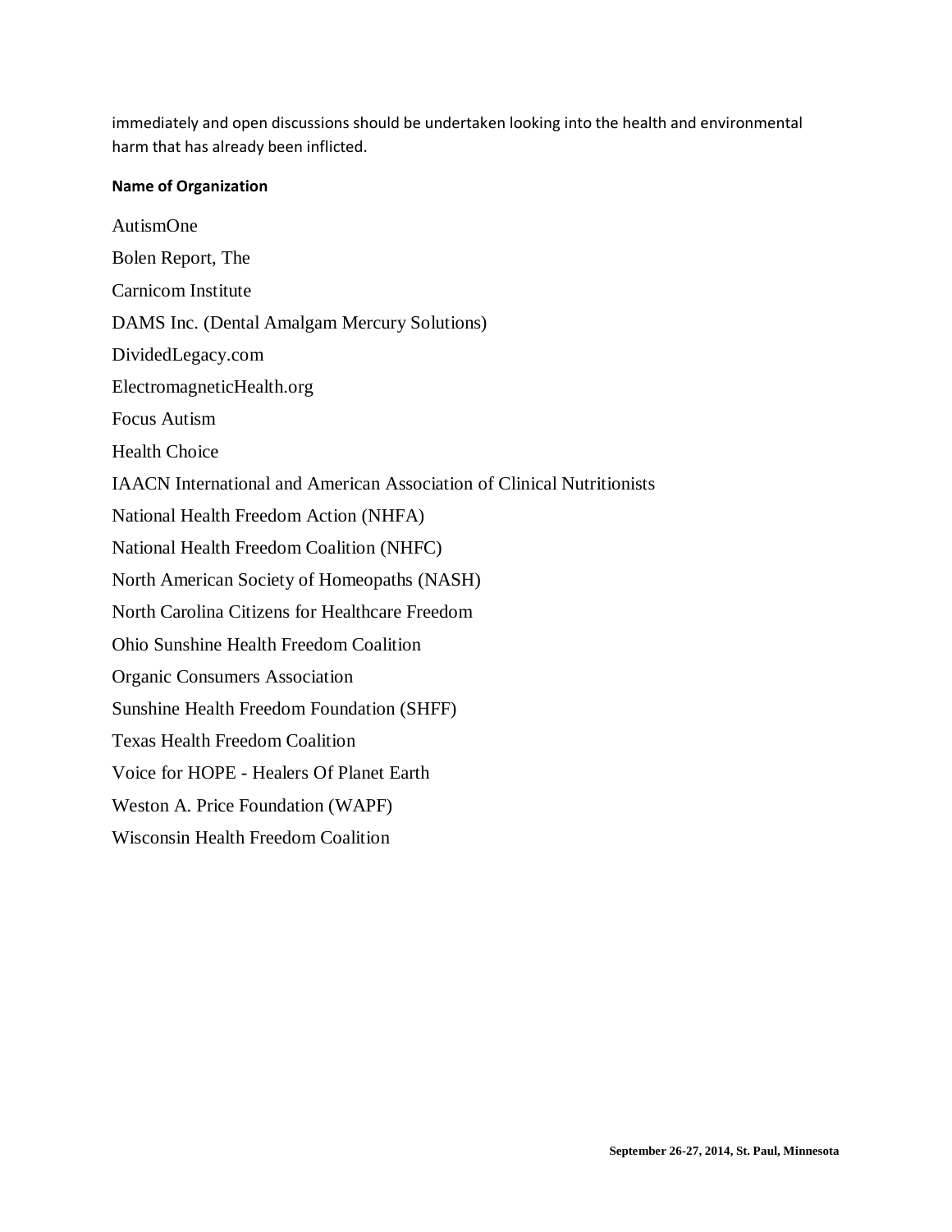immediately and open discussions should be undertaken looking into the health and environmental harm that has already been inflicted.

**Name of Organization**

AutismOne

Bolen Report, The

Carnicom Institute

DAMS Inc. (Dental Amalgam Mercury Solutions)

DividedLegacy.com

ElectromagneticHealth.org

Focus Autism

Health Choice

IAACN International and American Association of Clinical Nutritionists

National Health Freedom Action (NHFA)

National Health Freedom Coalition (NHFC)

North American Society of Homeopaths (NASH)

North Carolina Citizens for Healthcare Freedom

Ohio Sunshine Health Freedom Coalition

Organic Consumers Association

Sunshine Health Freedom Foundation (SHFF)

Texas Health Freedom Coalition

Voice for HOPE - Healers Of Planet Earth

Weston A. Price Foundation (WAPF)

Wisconsin Health Freedom Coalition